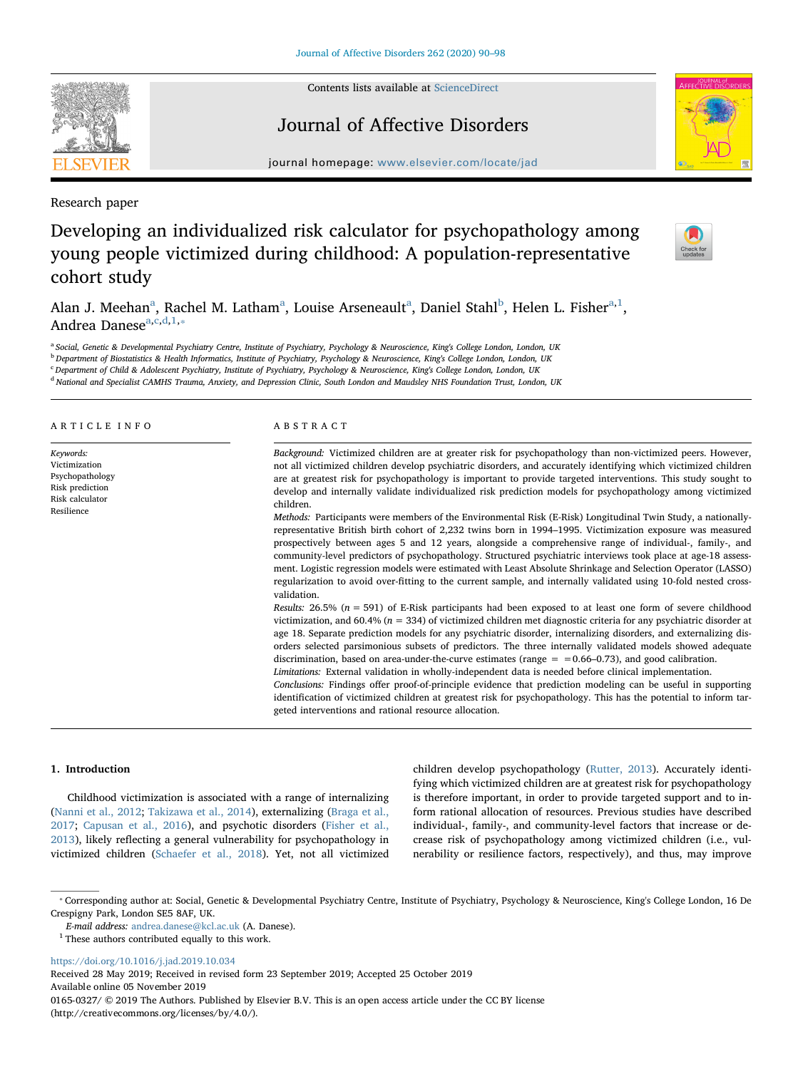Research paper

# Developing an individualized risk calculator for psychopathology among young people victimized during childhood: A population-representative cohort study

Alan J. Meehan[a], Rachel M. Latham[a], Louise Arseneault[a], Daniel Stahl[b], Helen L. Fisher[a,1], Andrea Danese[a,c,d,1,*]

[a] Social, Genetic & Developmental Psychiatry Centre, Institute of Psychiatry, Psychology & Neuroscience, King's College London, London, UK
[b] Department of Biostatistics & Health Informatics, Institute of Psychiatry, Psychology & Neuroscience, King's College London, London, UK
[c] Department of Child & Adolescent Psychiatry, Institute of Psychiatry, Psychology & Neuroscience, King's College London, London, UK
[d] National and Specialist CAMHS Trauma, Anxiety, and Depression Clinic, South London and Maudsley NHS Foundation Trust, London, UK

## ARTICLE INFO

*Keywords:*
Victimization
Psychopathology
Risk prediction
Risk calculator
Resilience

## ABSTRACT

*Background:* Victimized children are at greater risk for psychopathology than non-victimized peers. However, not all victimized children develop psychiatric disorders, and accurately identifying which victimized children are at greatest risk for psychopathology is important to provide targeted interventions. This study sought to develop and internally validate individualized risk prediction models for psychopathology among victimized children.

*Methods:* Participants were members of the Environmental Risk (E-Risk) Longitudinal Twin Study, a nationally-representative British birth cohort of 2,232 twins born in 1994–1995. Victimization exposure was measured prospectively between ages 5 and 12 years, alongside a comprehensive range of individual-, family-, and community-level predictors of psychopathology. Structured psychiatric interviews took place at age-18 assessment. Logistic regression models were estimated with Least Absolute Shrinkage and Selection Operator (LASSO) regularization to avoid over-fitting to the current sample, and internally validated using 10-fold nested cross-validation.

*Results:* 26.5% ($n$ = 591) of E-Risk participants had been exposed to at least one form of severe childhood victimization, and 60.4% ($n$ = 334) of victimized children met diagnostic criteria for any psychiatric disorder at age 18. Separate prediction models for any psychiatric disorder, internalizing disorders, and externalizing disorders selected parsimonious subsets of predictors. The three internally validated models showed adequate discrimination, based on area-under-the-curve estimates (range = =0.66–0.73), and good calibration.

*Limitations:* External validation in wholly-independent data is needed before clinical implementation.

*Conclusions:* Findings offer proof-of-principle evidence that prediction modeling can be useful in supporting identification of victimized children at greatest risk for psychopathology. This has the potential to inform targeted interventions and rational resource allocation.

## 1. Introduction

Childhood victimization is associated with a range of internalizing (Nanni et al., 2012; Takizawa et al., 2014), externalizing (Braga et al., 2017; Capusan et al., 2016), and psychotic disorders (Fisher et al., 2013), likely reflecting a general vulnerability for psychopathology in victimized children (Schaefer et al., 2018). Yet, not all victimized children develop psychopathology (Rutter, 2013). Accurately identifying which victimized children are at greatest risk for psychopathology is therefore important, in order to provide targeted support and to inform rational allocation of resources. Previous studies have described individual-, family-, and community-level factors that increase or decrease risk of psychopathology among victimized children (i.e., vulnerability or resilience factors, respectively), and thus, may improve

---

* Corresponding author at: Social, Genetic & Developmental Psychiatry Centre, Institute of Psychiatry, Psychology & Neuroscience, King's College London, 16 De Crespigny Park, London SE5 8AF, UK.

*E-mail address:* andrea.danese@kcl.ac.uk (A. Danese).

[1] These authors contributed equally to this work.

https://doi.org/10.1016/j.jad.2019.10.034
Received 28 May 2019; Received in revised form 23 September 2019; Accepted 25 October 2019
Available online 05 November 2019
0165-0327/ © 2019 The Authors. Published by Elsevier B.V. This is an open access article under the CC BY license (http://creativecommons.org/licenses/by/4.0/).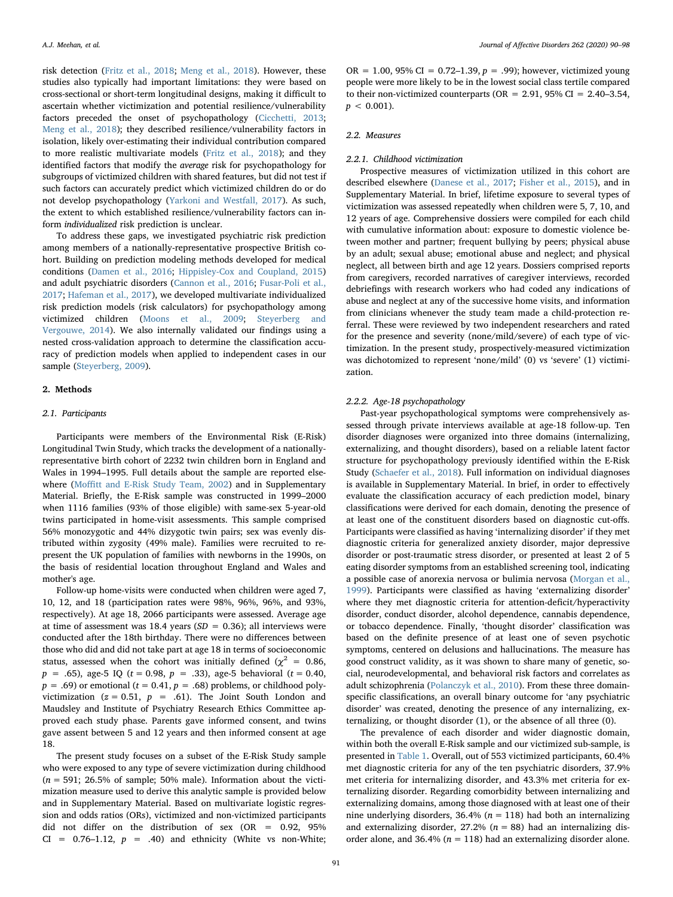risk detection (Fritz et al., 2018; Meng et al., 2018). However, these studies also typically had important limitations: they were based on cross-sectional or short-term longitudinal designs, making it difficult to ascertain whether victimization and potential resilience/vulnerability factors preceded the onset of psychopathology (Cicchetti, 2013; Meng et al., 2018); they described resilience/vulnerability factors in isolation, likely over-estimating their individual contribution compared to more realistic multivariate models (Fritz et al., 2018); and they identified factors that modify the *average* risk for psychopathology for subgroups of victimized children with shared features, but did not test if such factors can accurately predict which victimized children do or do not develop psychopathology (Yarkoni and Westfall, 2017). As such, the extent to which established resilience/vulnerability factors can inform *individualized* risk prediction is unclear.

To address these gaps, we investigated psychiatric risk prediction among members of a nationally-representative prospective British cohort. Building on prediction modeling methods developed for medical conditions (Damen et al., 2016; Hippisley-Cox and Coupland, 2015) and adult psychiatric disorders (Cannon et al., 2016; Fusar-Poli et al., 2017; Hafeman et al., 2017), we developed multivariate individualized risk prediction models (risk calculators) for psychopathology among victimized children (Moons et al., 2009; Steyerberg and Vergouwe, 2014). We also internally validated our findings using a nested cross-validation approach to determine the classification accuracy of prediction models when applied to independent cases in our sample (Steyerberg, 2009).

## 2. Methods

### 2.1. Participants

Participants were members of the Environmental Risk (E-Risk) Longitudinal Twin Study, which tracks the development of a nationally-representative birth cohort of 2232 twin children born in England and Wales in 1994–1995. Full details about the sample are reported elsewhere (Moffitt and E-Risk Study Team, 2002) and in Supplementary Material. Briefly, the E-Risk sample was constructed in 1999–2000 when 1116 families (93% of those eligible) with same-sex 5-year-old twins participated in home-visit assessments. This sample comprised 56% monozygotic and 44% dizygotic twin pairs; sex was evenly distributed within zygosity (49% male). Families were recruited to represent the UK population of families with newborns in the 1990s, on the basis of residential location throughout England and Wales and mother's age.

Follow-up home-visits were conducted when children were aged 7, 10, 12, and 18 (participation rates were 98%, 96%, 96%, and 93%, respectively). At age 18, 2066 participants were assessed. Average age at time of assessment was 18.4 years ($SD$ = 0.36); all interviews were conducted after the 18th birthday. There were no differences between those who did and did not take part at age 18 in terms of socioeconomic status, assessed when the cohort was initially defined ($\chi^2$ = 0.86, $p$ = .65), age-5 IQ ($t$ = 0.98, $p$ = .33), age-5 behavioral ($t$ = 0.40, $p$ = .69) or emotional ($t$ = 0.41, $p$ = .68) problems, or childhood poly-victimization ($z$ = 0.51, $p$ = .61). The Joint South London and Maudsley and Institute of Psychiatry Research Ethics Committee approved each study phase. Parents gave informed consent, and twins gave assent between 5 and 12 years and then informed consent at age 18.

The present study focuses on a subset of the E-Risk Study sample who were exposed to any type of severe victimization during childhood ($n$ = 591; 26.5% of sample; 50% male). Information about the victimization measure used to derive this analytic sample is provided below and in Supplementary Material. Based on multivariate logistic regression and odds ratios (ORs), victimized and non-victimized participants did not differ on the distribution of sex (OR = 0.92, 95% CI = 0.76–1.12, $p$ = .40) and ethnicity (White vs non-White; OR = 1.00, 95% CI = 0.72–1.39, $p$ = .99); however, victimized young people were more likely to be in the lowest social class tertile compared to their non-victimized counterparts (OR = 2.91, 95% CI = 2.40–3.54, $p$ < 0.001).

### 2.2. Measures

#### 2.2.1. Childhood victimization

Prospective measures of victimization utilized in this cohort are described elsewhere (Danese et al., 2017; Fisher et al., 2015), and in Supplementary Material. In brief, lifetime exposure to several types of victimization was assessed repeatedly when children were 5, 7, 10, and 12 years of age. Comprehensive dossiers were compiled for each child with cumulative information about: exposure to domestic violence between mother and partner; frequent bullying by peers; physical abuse by an adult; sexual abuse; emotional abuse and neglect; and physical neglect, all between birth and age 12 years. Dossiers comprised reports from caregivers, recorded narratives of caregiver interviews, recorded debriefings with research workers who had coded any indications of abuse and neglect at any of the successive home visits, and information from clinicians whenever the study team made a child-protection referral. These were reviewed by two independent researchers and rated for the presence and severity (none/mild/severe) of each type of victimization. In the present study, prospectively-measured victimization was dichotomized to represent 'none/mild' (0) vs 'severe' (1) victimization.

#### 2.2.2. Age-18 psychopathology

Past-year psychopathological symptoms were comprehensively assessed through private interviews available at age-18 follow-up. Ten disorder diagnoses were organized into three domains (internalizing, externalizing, and thought disorders), based on a reliable latent factor structure for psychopathology previously identified within the E-Risk Study (Schaefer et al., 2018). Full information on individual diagnoses is available in Supplementary Material. In brief, in order to effectively evaluate the classification accuracy of each prediction model, binary classifications were derived for each domain, denoting the presence of at least one of the constituent disorders based on diagnostic cut-offs. Participants were classified as having 'internalizing disorder' if they met diagnostic criteria for generalized anxiety disorder, major depressive disorder or post-traumatic stress disorder, or presented at least 2 of 5 eating disorder symptoms from an established screening tool, indicating a possible case of anorexia nervosa or bulimia nervosa (Morgan et al., 1999). Participants were classified as having 'externalizing disorder' where they met diagnostic criteria for attention-deficit/hyperactivity disorder, conduct disorder, alcohol dependence, cannabis dependence, or tobacco dependence. Finally, 'thought disorder' classification was based on the definite presence of at least one of seven psychotic symptoms, centered on delusions and hallucinations. The measure has good construct validity, as it was shown to share many of genetic, social, neurodevelopmental, and behavioral risk factors and correlates as adult schizophrenia (Polanczyk et al., 2010). From these three domain-specific classifications, an overall binary outcome for 'any psychiatric disorder' was created, denoting the presence of any internalizing, externalizing, or thought disorder (1), or the absence of all three (0).

The prevalence of each disorder and wider diagnostic domain, within both the overall E-Risk sample and our victimized sub-sample, is presented in Table 1. Overall, out of 553 victimized participants, 60.4% met diagnostic criteria for any of the ten psychiatric disorders, 37.9% met criteria for internalizing disorder, and 43.3% met criteria for externalizing disorder. Regarding comorbidity between internalizing and externalizing domains, among those diagnosed with at least one of their nine underlying disorders, 36.4% ($n$ = 118) had both an internalizing and externalizing disorder, 27.2% ($n$ = 88) had an internalizing disorder alone, and 36.4% ($n$ = 118) had an externalizing disorder alone.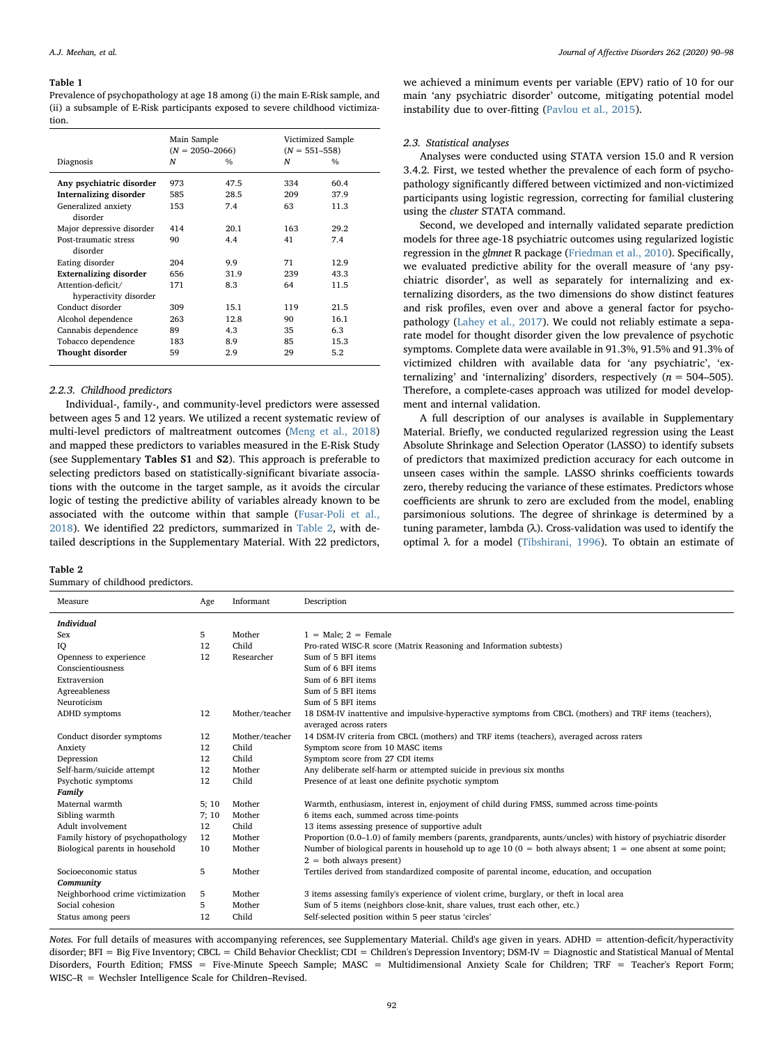**Table 1**
Prevalence of psychopathology at age 18 among (i) the main E-Risk sample, and (ii) a subsample of E-Risk participants exposed to severe childhood victimization.

| Diagnosis | Main Sample (N = 2050–2066) | | Victimized Sample (N = 551–558) | |
|---|---|---|---|---|
| | N | % | N | % |
| **Any psychiatric disorder** | 973 | 47.5 | 334 | 60.4 |
| **Internalizing disorder** | 585 | 28.5 | 209 | 37.9 |
| Generalized anxiety disorder | 153 | 7.4 | 63 | 11.3 |
| Major depressive disorder | 414 | 20.1 | 163 | 29.2 |
| Post-traumatic stress disorder | 90 | 4.4 | 41 | 7.4 |
| Eating disorder | 204 | 9.9 | 71 | 12.9 |
| **Externalizing disorder** | 656 | 31.9 | 239 | 43.3 |
| Attention-deficit/hyperactivity disorder | 171 | 8.3 | 64 | 11.5 |
| Conduct disorder | 309 | 15.1 | 119 | 21.5 |
| Alcohol dependence | 263 | 12.8 | 90 | 16.1 |
| Cannabis dependence | 89 | 4.3 | 35 | 6.3 |
| Tobacco dependence | 183 | 8.9 | 85 | 15.3 |
| **Thought disorder** | 59 | 2.9 | 29 | 5.2 |

#### 2.2.3. Childhood predictors

Individual-, family-, and community-level predictors were assessed between ages 5 and 12 years. We utilized a recent systematic review of multi-level predictors of maltreatment outcomes (Meng et al., 2018) and mapped these predictors to variables measured in the E-Risk Study (see Supplementary **Tables S1** and **S2**). This approach is preferable to selecting predictors based on statistically-significant bivariate associations with the outcome in the target sample, as it avoids the circular logic of testing the predictive ability of variables already known to be associated with the outcome within that sample (Fusar-Poli et al., 2018). We identified 22 predictors, summarized in Table 2, with detailed descriptions in the Supplementary Material. With 22 predictors, we achieved a minimum events per variable (EPV) ratio of 10 for our main 'any psychiatric disorder' outcome, mitigating potential model instability due to over-fitting (Pavlou et al., 2015).

### 2.3. Statistical analyses

Analyses were conducted using STATA version 15.0 and R version 3.4.2. First, we tested whether the prevalence of each form of psychopathology significantly differed between victimized and non-victimized participants using logistic regression, correcting for familial clustering using the *cluster* STATA command.

Second, we developed and internally validated separate prediction models for three age-18 psychiatric outcomes using regularized logistic regression in the *glmnet* R package (Friedman et al., 2010). Specifically, we evaluated predictive ability for the overall measure of 'any psychiatric disorder', as well as separately for internalizing and externalizing disorders, as the two dimensions do show distinct features and risk profiles, even over and above a general factor for psychopathology (Lahey et al., 2017). We could not reliably estimate a separate model for thought disorder given the low prevalence of psychotic symptoms. Complete data were available in 91.3%, 91.5% and 91.3% of victimized children with available data for 'any psychiatric', 'externalizing' and 'internalizing' disorders, respectively ($n$ = 504–505). Therefore, a complete-cases approach was utilized for model development and internal validation.

A full description of our analyses is available in Supplementary Material. Briefly, we conducted regularized regression using the Least Absolute Shrinkage and Selection Operator (LASSO) to identify subsets of predictors that maximized prediction accuracy for each outcome in unseen cases within the sample. LASSO shrinks coefficients towards zero, thereby reducing the variance of these estimates. Predictors whose coefficients are shrunk to zero are excluded from the model, enabling parsimonious solutions. The degree of shrinkage is determined by a tuning parameter, lambda ($\lambda$). Cross-validation was used to identify the optimal $\lambda$ for a model (Tibshirani, 1996). To obtain an estimate of

**Table 2**
Summary of childhood predictors.

| Measure | Age | Informant | Description |
|---|---|---|---|
| ***Individual*** | | | |
| Sex | 5 | Mother | 1 = Male; 2 = Female |
| IQ | 12 | Child | Pro-rated WISC-R score (Matrix Reasoning and Information subtests) |
| Openness to experience | 12 | Researcher | Sum of 5 BFI items |
| Conscientiousness | | | Sum of 6 BFI items |
| Extraversion | | | Sum of 6 BFI items |
| Agreeableness | | | Sum of 5 BFI items |
| Neuroticism | | | Sum of 5 BFI items |
| ADHD symptoms | 12 | Mother/teacher | 18 DSM-IV inattentive and impulsive-hyperactive symptoms from CBCL (mothers) and TRF items (teachers), averaged across raters |
| Conduct disorder symptoms | 12 | Mother/teacher | 14 DSM-IV criteria from CBCL (mothers) and TRF items (teachers), averaged across raters |
| Anxiety | 12 | Child | Symptom score from 10 MASC items |
| Depression | 12 | Child | Symptom score from 27 CDI items |
| Self-harm/suicide attempt | 12 | Mother | Any deliberate self-harm or attempted suicide in previous six months |
| Psychotic symptoms | 12 | Child | Presence of at least one definite psychotic symptom |
| ***Family*** | | | |
| Maternal warmth | 5; 10 | Mother | Warmth, enthusiasm, interest in, enjoyment of child during FMSS, summed across time-points |
| Sibling warmth | 7; 10 | Mother | 6 items each, summed across time-points |
| Adult involvement | 12 | Child | 13 items assessing presence of supportive adult |
| Family history of psychopathology | 12 | Mother | Proportion (0.0–1.0) of family members (parents, grandparents, aunts/uncles) with history of psychiatric disorder |
| Biological parents in household | 10 | Mother | Number of biological parents in household up to age 10 (0 = both always absent; 1 = one absent at some point; 2 = both always present) |
| Socioeconomic status | 5 | Mother | Tertiles derived from standardized composite of parental income, education, and occupation |
| ***Community*** | | | |
| Neighborhood crime victimization | 5 | Mother | 3 items assessing family's experience of violent crime, burglary, or theft in local area |
| Social cohesion | 5 | Mother | Sum of 5 items (neighbors close-knit, share values, trust each other, etc.) |
| Status among peers | 12 | Child | Self-selected position within 5 peer status 'circles' |

*Notes.* For full details of measures with accompanying references, see Supplementary Material. Child's age given in years. ADHD = attention-deficit/hyperactivity disorder; BFI = Big Five Inventory; CBCL = Child Behavior Checklist; CDI = Children's Depression Inventory; DSM-IV = Diagnostic and Statistical Manual of Mental Disorders, Fourth Edition; FMSS = Five-Minute Speech Sample; MASC = Multidimensional Anxiety Scale for Children; TRF = Teacher's Report Form; WISC–R = Wechsler Intelligence Scale for Children–Revised.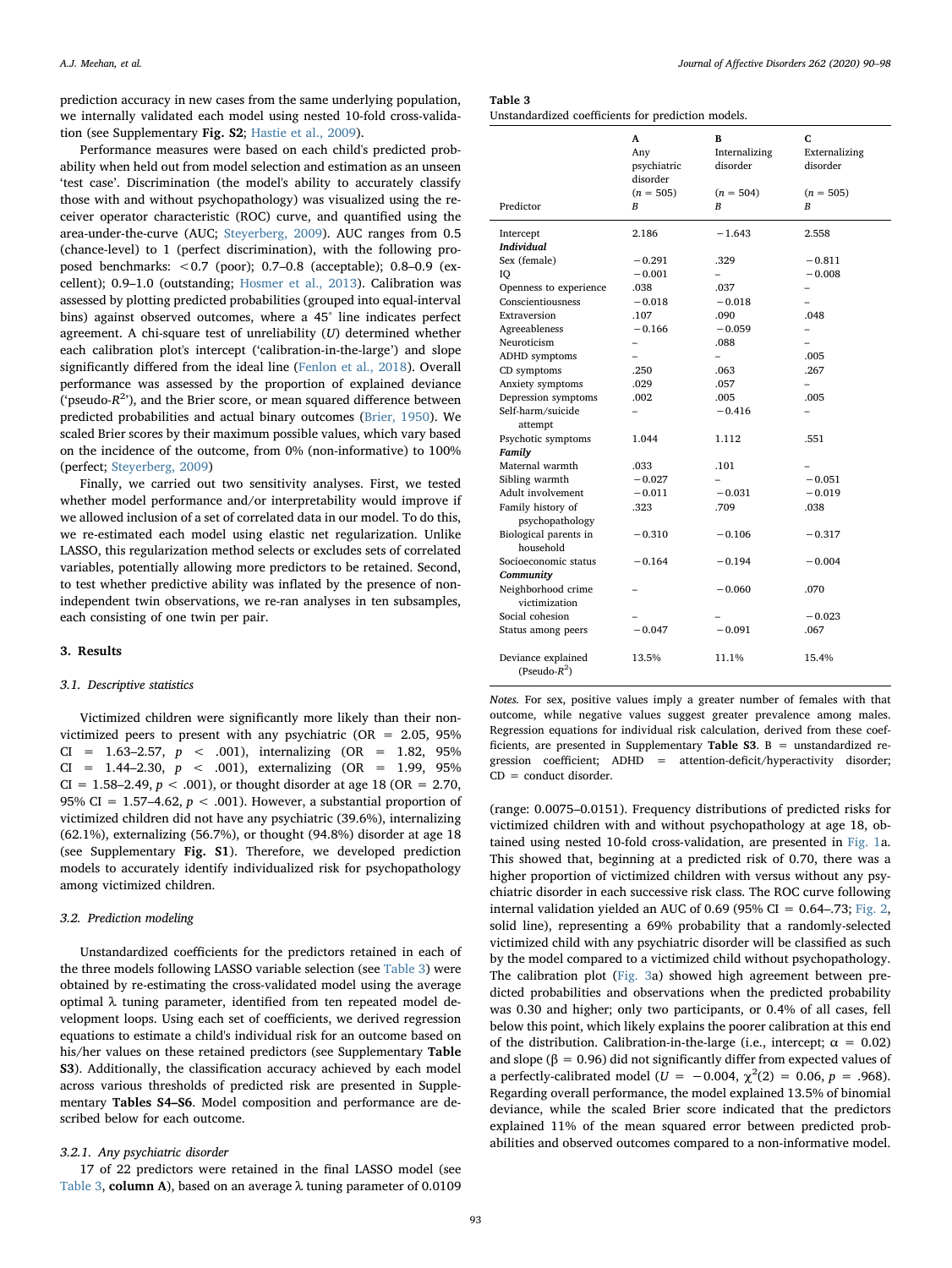prediction accuracy in new cases from the same underlying population, we internally validated each model using nested 10-fold cross-validation (see Supplementary **Fig. S2**; Hastie et al., 2009).

Performance measures were based on each child's predicted probability when held out from model selection and estimation as an unseen 'test case'. Discrimination (the model's ability to accurately classify those with and without psychopathology) was visualized using the receiver operator characteristic (ROC) curve, and quantified using the area-under-the-curve (AUC; Steyerberg, 2009). AUC ranges from 0.5 (chance-level) to 1 (perfect discrimination), with the following proposed benchmarks: <0.7 (poor); 0.7–0.8 (acceptable); 0.8–0.9 (excellent); 0.9–1.0 (outstanding; Hosmer et al., 2013). Calibration was assessed by plotting predicted probabilities (grouped into equal-interval bins) against observed outcomes, where a 45° line indicates perfect agreement. A chi-square test of unreliability ($U$) determined whether each calibration plot's intercept ('calibration-in-the-large') and slope significantly differed from the ideal line (Fenlon et al., 2018). Overall performance was assessed by the proportion of explained deviance ('pseudo-$R^2$'), and the Brier score, or mean squared difference between predicted probabilities and actual binary outcomes (Brier, 1950). We scaled Brier scores by their maximum possible values, which vary based on the incidence of the outcome, from 0% (non-informative) to 100% (perfect; Steyerberg, 2009)

Finally, we carried out two sensitivity analyses. First, we tested whether model performance and/or interpretability would improve if we allowed inclusion of a set of correlated data in our model. To do this, we re-estimated each model using elastic net regularization. Unlike LASSO, this regularization method selects or excludes sets of correlated variables, potentially allowing more predictors to be retained. Second, to test whether predictive ability was inflated by the presence of non-independent twin observations, we re-ran analyses in ten subsamples, each consisting of one twin per pair.

## 3. Results

### 3.1. Descriptive statistics

Victimized children were significantly more likely than their non-victimized peers to present with any psychiatric (OR = 2.05, 95% CI = 1.63–2.57, $p < .001$), internalizing (OR = 1.82, 95% CI = 1.44–2.30, $p < .001$), externalizing (OR = 1.99, 95% CI = 1.58–2.49, $p < .001$), or thought disorder at age 18 (OR = 2.70, 95% CI = 1.57–4.62, $p < .001$). However, a substantial proportion of victimized children did not have any psychiatric (39.6%), internalizing (62.1%), externalizing (56.7%), or thought (94.8%) disorder at age 18 (see Supplementary **Fig. S1**). Therefore, we developed prediction models to accurately identify individualized risk for psychopathology among victimized children.

### 3.2. Prediction modeling

Unstandardized coefficients for the predictors retained in each of the three models following LASSO variable selection (see Table 3) were obtained by re-estimating the cross-validated model using the average optimal λ tuning parameter, identified from ten repeated model development loops. Using each set of coefficients, we derived regression equations to estimate a child's individual risk for an outcome based on his/her values on these retained predictors (see Supplementary **Table S3**). Additionally, the classification accuracy achieved by each model across various thresholds of predicted risk are presented in Supplementary **Tables S4–S6**. Model composition and performance are described below for each outcome.

#### 3.2.1. Any psychiatric disorder

17 of 22 predictors were retained in the final LASSO model (see Table 3, **column A**), based on an average λ tuning parameter of 0.0109 (range: 0.0075–0.0151). Frequency distributions of predicted risks for victimized children with and without psychopathology at age 18, obtained using nested 10-fold cross-validation, are presented in Fig. 1a. This showed that, beginning at a predicted risk of 0.70, there was a higher proportion of victimized children with versus without any psychiatric disorder in each successive risk class. The ROC curve following internal validation yielded an AUC of 0.69 (95% CI = 0.64–.73; Fig. 2, solid line), representing a 69% probability that a randomly-selected victimized child with any psychiatric disorder will be classified as such by the model compared to a victimized child without psychopathology. The calibration plot (Fig. 3a) showed high agreement between predicted probabilities and observations when the predicted probability was 0.30 and higher; only two participants, or 0.4% of all cases, fell below this point, which likely explains the poorer calibration at this end of the distribution. Calibration-in-the-large (i.e., intercept; α = 0.02) and slope (β = 0.96) did not significantly differ from expected values of a perfectly-calibrated model ($U = -0.004$, $\chi^2(2) = 0.06$, $p = .968$). Regarding overall performance, the model explained 13.5% of binomial deviance, while the scaled Brier score indicated that the predictors explained 11% of the mean squared error between predicted probabilities and observed outcomes compared to a non-informative model.

**Table 3**
Unstandardized coefficients for prediction models.

| Predictor | A Any psychiatric disorder ($n$ = 505) *B* | B Internalizing disorder ($n$ = 504) *B* | C Externalizing disorder ($n$ = 505) *B* |
|---|---|---|---|
| Intercept | 2.186 | −1.643 | 2.558 |
| ***Individual*** | | | |
| Sex (female) | −0.291 | .329 | −0.811 |
| IQ | −0.001 | – | −0.008 |
| Openness to experience | .038 | .037 | – |
| Conscientiousness | −0.018 | −0.018 | – |
| Extraversion | .107 | .090 | .048 |
| Agreeableness | −0.166 | −0.059 | – |
| Neuroticism | – | .088 | – |
| ADHD symptoms | – | – | .005 |
| CD symptoms | .250 | .063 | .267 |
| Anxiety symptoms | .029 | .057 | – |
| Depression symptoms | .002 | .005 | .005 |
| Self-harm/suicide attempt | – | −0.416 | – |
| Psychotic symptoms | 1.044 | 1.112 | .551 |
| ***Family*** | | | |
| Maternal warmth | .033 | .101 | – |
| Sibling warmth | −0.027 | – | −0.051 |
| Adult involvement | −0.011 | −0.031 | −0.019 |
| Family history of psychopathology | .323 | .709 | .038 |
| Biological parents in household | −0.310 | −0.106 | −0.317 |
| Socioeconomic status | −0.164 | −0.194 | −0.004 |
| ***Community*** | | | |
| Neighborhood crime victimization | – | −0.060 | .070 |
| Social cohesion | – | – | −0.023 |
| Status among peers | −0.047 | −0.091 | .067 |
| Deviance explained (Pseudo-$R^2$) | 13.5% | 11.1% | 15.4% |

*Notes.* For sex, positive values imply a greater number of females with that outcome, while negative values suggest greater prevalence among males. Regression equations for individual risk calculation, derived from these coefficients, are presented in Supplementary **Table S3**. B = unstandardized regression coefficient; ADHD = attention-deficit/hyperactivity disorder; CD = conduct disorder.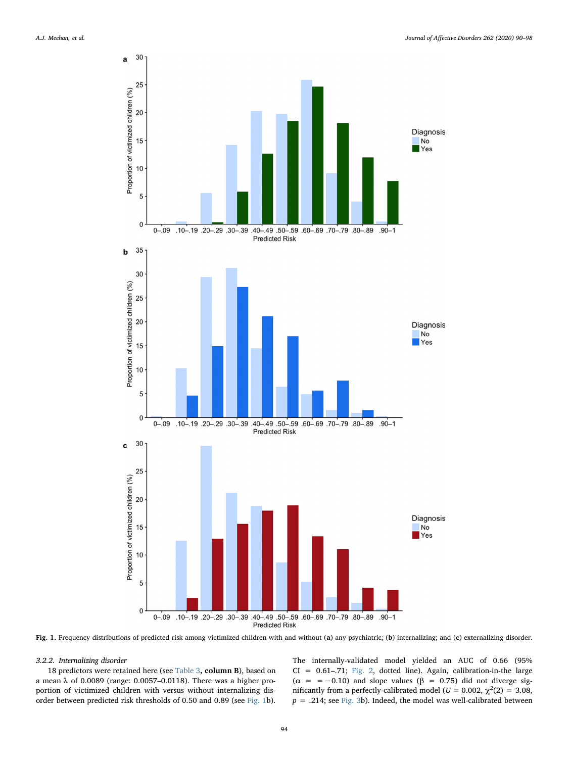Fig. 1. Frequency distributions of predicted risk among victimized children with and without (**a**) any psychiatric; (**b**) internalizing; and (**c**) externalizing disorder.

#### 3.2.2. Internalizing disorder

18 predictors were retained here (see Table 3**, column B**), based on a mean λ of 0.0089 (range: 0.0057–0.0118). There was a higher proportion of victimized children with versus without internalizing disorder between predicted risk thresholds of 0.50 and 0.89 (see Fig. 1b).

The internally-validated model yielded an AUC of 0.66 (95% CI = 0.61–.71; Fig. 2, dotted line). Again, calibration-in-the large (α = = −0.10) and slope values (β = 0.75) did not diverge significantly from a perfectly-calibrated model ($U = 0.002$, $\chi^2(2) = 3.08$, $p = .214$; see Fig. 3b). Indeed, the model was well-calibrated between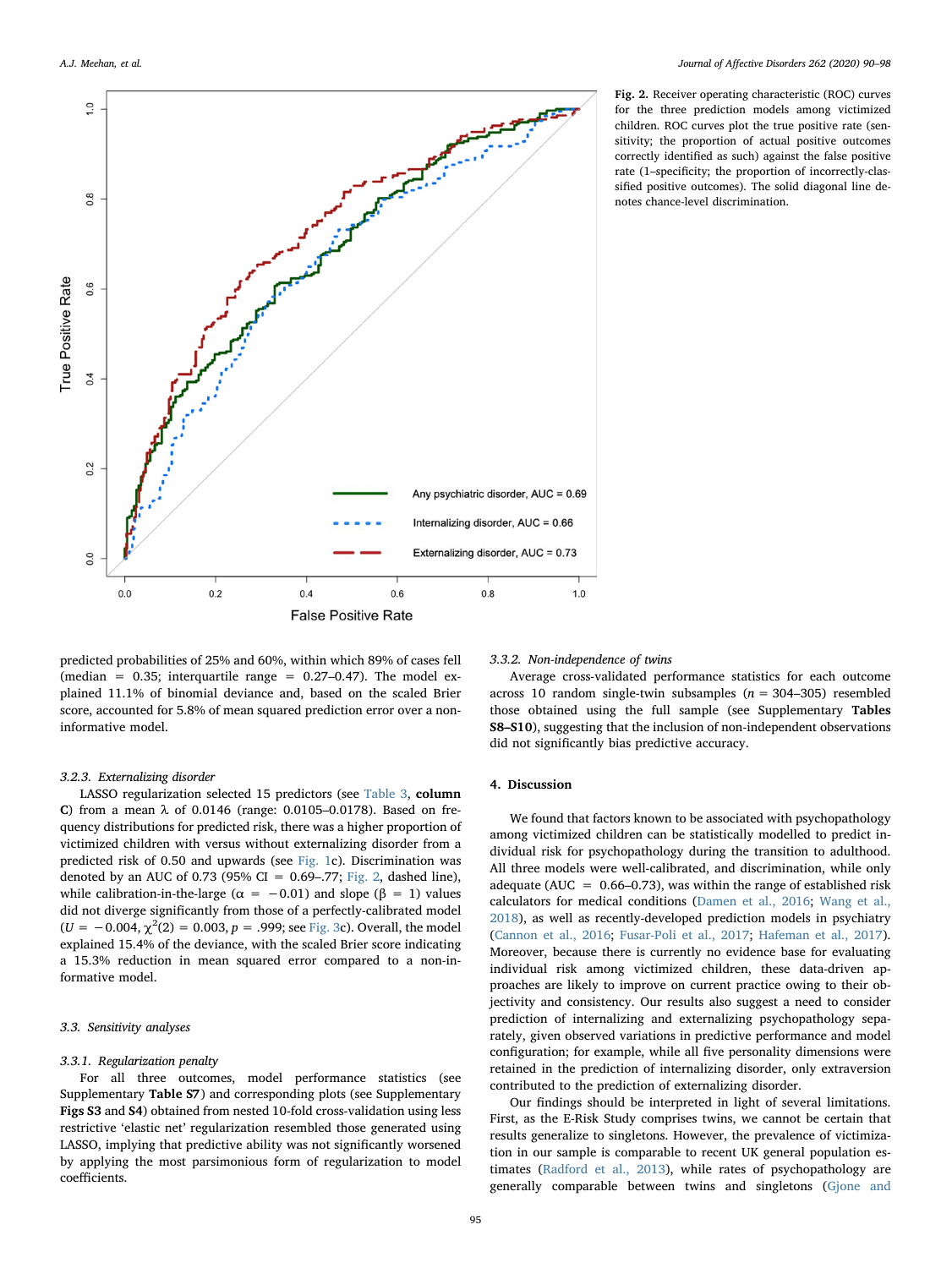Fig. 2. Receiver operating characteristic (ROC) curves for the three prediction models among victimized children. ROC curves plot the true positive rate (sensitivity; the proportion of actual positive outcomes correctly identified as such) against the false positive rate (1–specificity; the proportion of incorrectly-classified positive outcomes). The solid diagonal line denotes chance-level discrimination.

predicted probabilities of 25% and 60%, within which 89% of cases fell (median = 0.35; interquartile range = 0.27–0.47). The model explained 11.1% of binomial deviance and, based on the scaled Brier score, accounted for 5.8% of mean squared prediction error over a non-informative model.

#### 3.2.3. Externalizing disorder

LASSO regularization selected 15 predictors (see Table 3, **column C**) from a mean λ of 0.0146 (range: 0.0105–0.0178). Based on frequency distributions for predicted risk, there was a higher proportion of victimized children with versus without externalizing disorder from a predicted risk of 0.50 and upwards (see Fig. 1c). Discrimination was denoted by an AUC of 0.73 (95% CI = 0.69–.77; Fig. 2, dashed line), while calibration-in-the-large ($\alpha = -0.01$) and slope ($\beta = 1$) values did not diverge significantly from those of a perfectly-calibrated model ($U = -0.004$, $\chi^2(2) = 0.003$, $p = .999$; see Fig. 3c). Overall, the model explained 15.4% of the deviance, with the scaled Brier score indicating a 15.3% reduction in mean squared error compared to a non-informative model.

### 3.3. Sensitivity analyses

#### 3.3.1. Regularization penalty

For all three outcomes, model performance statistics (see Supplementary **Table S7**) and corresponding plots (see Supplementary **Figs S3** and **S4**) obtained from nested 10-fold cross-validation using less restrictive 'elastic net' regularization resembled those generated using LASSO, implying that predictive ability was not significantly worsened by applying the most parsimonious form of regularization to model coefficients.

#### 3.3.2. Non-independence of twins

Average cross-validated performance statistics for each outcome across 10 random single-twin subsamples ($n = 304$–$305$) resembled those obtained using the full sample (see Supplementary **Tables S8–S10**), suggesting that the inclusion of non-independent observations did not significantly bias predictive accuracy.

## 4. Discussion

We found that factors known to be associated with psychopathology among victimized children can be statistically modelled to predict individual risk for psychopathology during the transition to adulthood. All three models were well-calibrated, and discrimination, while only adequate (AUC = 0.66–0.73), was within the range of established risk calculators for medical conditions (Damen et al., 2016; Wang et al., 2018), as well as recently-developed prediction models in psychiatry (Cannon et al., 2016; Fusar-Poli et al., 2017; Hafeman et al., 2017). Moreover, because there is currently no evidence base for evaluating individual risk among victimized children, these data-driven approaches are likely to improve on current practice owing to their objectivity and consistency. Our results also suggest a need to consider prediction of internalizing and externalizing psychopathology separately, given observed variations in predictive performance and model configuration; for example, while all five personality dimensions were retained in the prediction of internalizing disorder, only extraversion contributed to the prediction of externalizing disorder.

Our findings should be interpreted in light of several limitations. First, as the E-Risk Study comprises twins, we cannot be certain that results generalize to singletons. However, the prevalence of victimization in our sample is comparable to recent UK general population estimates (Radford et al., 2013), while rates of psychopathology are generally comparable between twins and singletons (Gjone and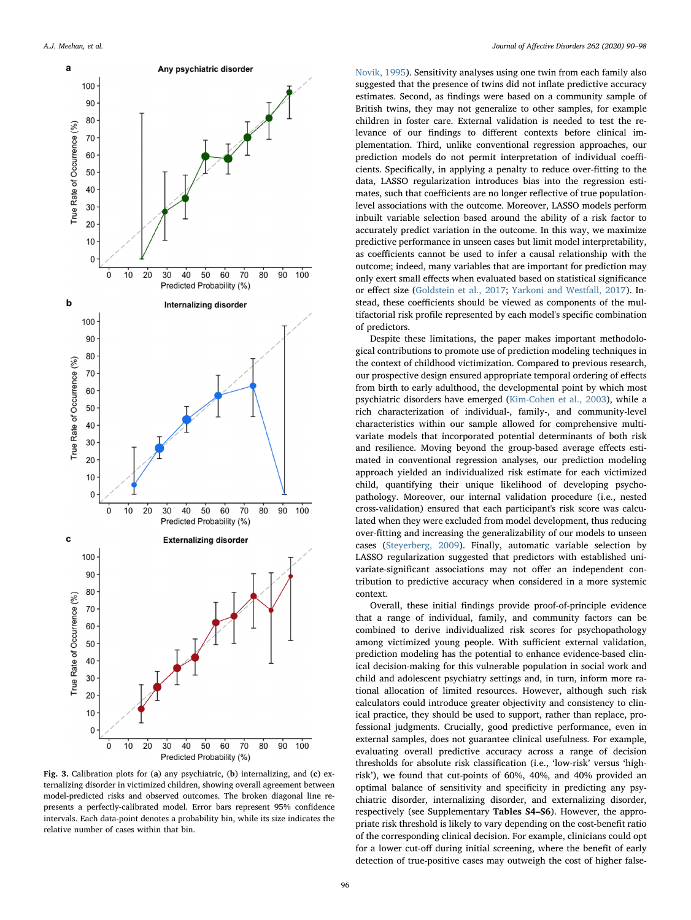a

Any psychiatric disorder

True Rate of Occurrence (%)

100
90
80
70
60
50
40
30
20
10
0

0 10 20 30 40 50 60 70 80 90 100

Predicted Probability (%)

b

Internalizing disorder

True Rate of Occurrence (%)

100
90
80
70
60
50
40
30
20
10
0

0 10 20 30 40 50 60 70 80 90 100

Predicted Probability (%)

c

Externalizing disorder

True Rate of Occurrence (%)

100
90
80
70
60
50
40
30
20
10
0

0 10 20 30 40 50 60 70 80 90 100

Predicted Probability (%)

**Fig. 3.** Calibration plots for (**a**) any psychiatric, (**b**) internalizing, and (**c**) externalizing disorder in victimized children, showing overall agreement between model-predicted risks and observed outcomes. The broken diagonal line represents a perfectly-calibrated model. Error bars represent 95% confidence intervals. Each data-point denotes a probability bin, while its size indicates the relative number of cases within that bin.

Novik, 1995). Sensitivity analyses using one twin from each family also suggested that the presence of twins did not inflate predictive accuracy estimates. Second, as findings were based on a community sample of British twins, they may not generalize to other samples, for example children in foster care. External validation is needed to test the relevance of our findings to different contexts before clinical implementation. Third, unlike conventional regression approaches, our prediction models do not permit interpretation of individual coefficients. Specifically, in applying a penalty to reduce over-fitting to the data, LASSO regularization introduces bias into the regression estimates, such that coefficients are no longer reflective of true population-level associations with the outcome. Moreover, LASSO models perform inbuilt variable selection based around the ability of a risk factor to accurately predict variation in the outcome. In this way, we maximize predictive performance in unseen cases but limit model interpretability, as coefficients cannot be used to infer a causal relationship with the outcome; indeed, many variables that are important for prediction may only exert small effects when evaluated based on statistical significance or effect size (Goldstein et al., 2017; Yarkoni and Westfall, 2017). Instead, these coefficients should be viewed as components of the multifactorial risk profile represented by each model's specific combination of predictors.

Despite these limitations, the paper makes important methodological contributions to promote use of prediction modeling techniques in the context of childhood victimization. Compared to previous research, our prospective design ensured appropriate temporal ordering of effects from birth to early adulthood, the developmental point by which most psychiatric disorders have emerged (Kim-Cohen et al., 2003), while a rich characterization of individual-, family-, and community-level characteristics within our sample allowed for comprehensive multivariate models that incorporated potential determinants of both risk and resilience. Moving beyond the group-based average effects estimated in conventional regression analyses, our prediction modeling approach yielded an individualized risk estimate for each victimized child, quantifying their unique likelihood of developing psychopathology. Moreover, our internal validation procedure (i.e., nested cross-validation) ensured that each participant's risk score was calculated when they were excluded from model development, thus reducing over-fitting and increasing the generalizability of our models to unseen cases (Steyerberg, 2009). Finally, automatic variable selection by LASSO regularization suggested that predictors with established univariate-significant associations may not offer an independent contribution to predictive accuracy when considered in a more systemic context.

Overall, these initial findings provide proof-of-principle evidence that a range of individual, family, and community factors can be combined to derive individualized risk scores for psychopathology among victimized young people. With sufficient external validation, prediction modeling has the potential to enhance evidence-based clinical decision-making for this vulnerable population in social work and child and adolescent psychiatry settings and, in turn, inform more rational allocation of limited resources. However, although such risk calculators could introduce greater objectivity and consistency to clinical practice, they should be used to support, rather than replace, professional judgments. Crucially, good predictive performance, even in external samples, does not guarantee clinical usefulness. For example, evaluating overall predictive accuracy across a range of decision thresholds for absolute risk classification (i.e., 'low-risk' versus 'high-risk'), we found that cut-points of 60%, 40%, and 40% provided an optimal balance of sensitivity and specificity in predicting any psychiatric disorder, internalizing disorder, and externalizing disorder, respectively (see Supplementary **Tables S4–S6**). However, the appropriate risk threshold is likely to vary depending on the cost-benefit ratio of the corresponding clinical decision. For example, clinicians could opt for a lower cut-off during initial screening, where the benefit of early detection of true-positive cases may outweigh the cost of higher false-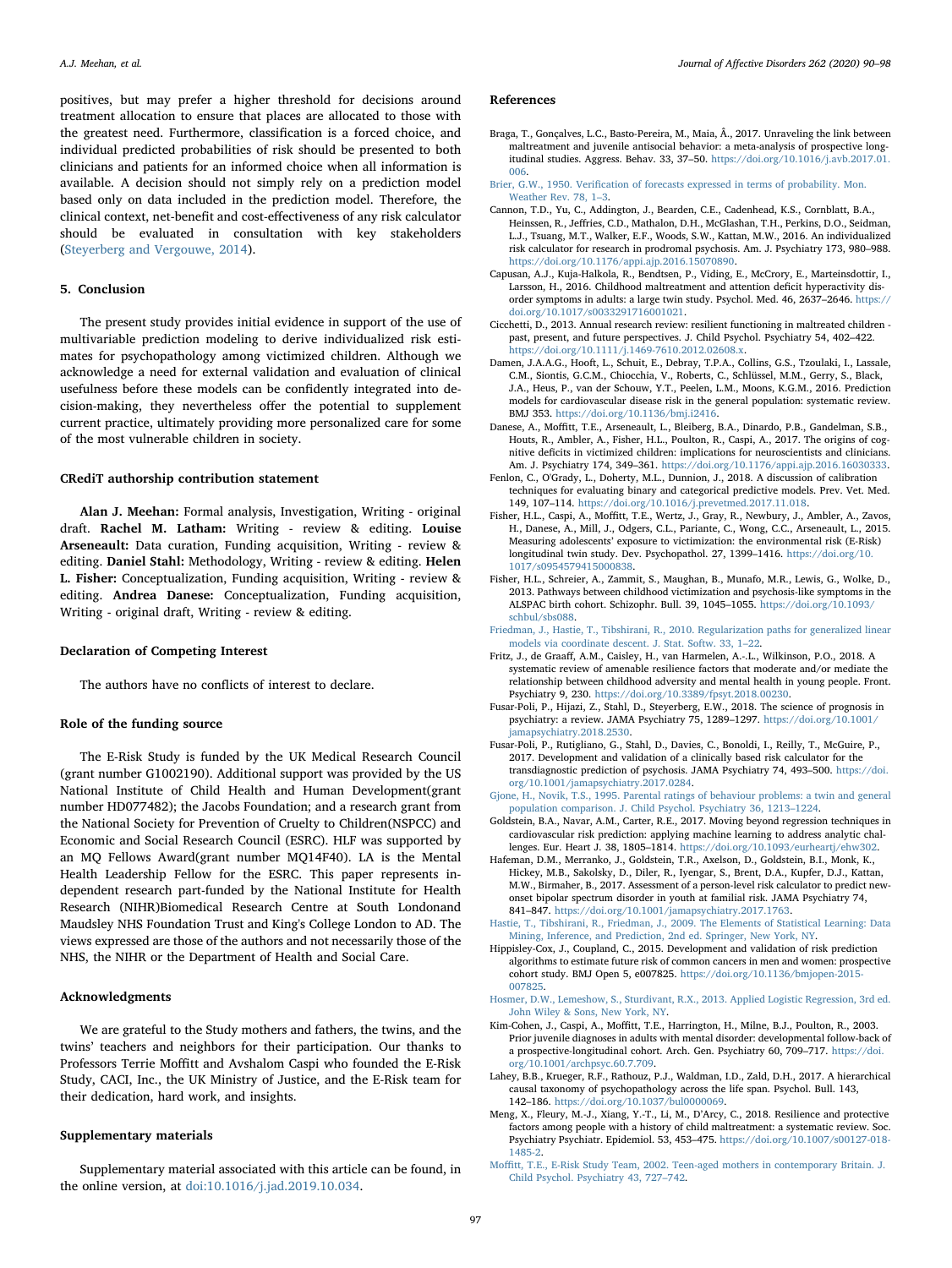positives, but may prefer a higher threshold for decisions around treatment allocation to ensure that places are allocated to those with the greatest need. Furthermore, classification is a forced choice, and individual predicted probabilities of risk should be presented to both clinicians and patients for an informed choice when all information is available. A decision should not simply rely on a prediction model based only on data included in the prediction model. Therefore, the clinical context, net-benefit and cost-effectiveness of any risk calculator should be evaluated in consultation with key stakeholders (Steyerberg and Vergouwe, 2014).

## 5. Conclusion

The present study provides initial evidence in support of the use of multivariable prediction modeling to derive individualized risk estimates for psychopathology among victimized children. Although we acknowledge a need for external validation and evaluation of clinical usefulness before these models can be confidently integrated into decision-making, they nevertheless offer the potential to supplement current practice, ultimately providing more personalized care for some of the most vulnerable children in society.

## CRediT authorship contribution statement

**Alan J. Meehan:** Formal analysis, Investigation, Writing - original draft. **Rachel M. Latham:** Writing - review & editing. **Louise Arseneault:** Data curation, Funding acquisition, Writing - review & editing. **Daniel Stahl:** Methodology, Writing - review & editing. **Helen L. Fisher:** Conceptualization, Funding acquisition, Writing - review & editing. **Andrea Danese:** Conceptualization, Funding acquisition, Writing - original draft, Writing - review & editing.

## Declaration of Competing Interest

The authors have no conflicts of interest to declare.

## Role of the funding source

The E-Risk Study is funded by the UK Medical Research Council (grant number G1002190). Additional support was provided by the US National Institute of Child Health and Human Development(grant number HD077482); the Jacobs Foundation; and a research grant from the National Society for Prevention of Cruelty to Children(NSPCC) and Economic and Social Research Council (ESRC). HLF was supported by an MQ Fellows Award(grant number MQ14F40). LA is the Mental Health Leadership Fellow for the ESRC. This paper represents independent research part-funded by the National Institute for Health Research (NIHR)Biomedical Research Centre at South Londonand Maudsley NHS Foundation Trust and King's College London to AD. The views expressed are those of the authors and not necessarily those of the NHS, the NIHR or the Department of Health and Social Care.

## Acknowledgments

We are grateful to the Study mothers and fathers, the twins, and the twins' teachers and neighbors for their participation. Our thanks to Professors Terrie Moffitt and Avshalom Caspi who founded the E-Risk Study, CACI, Inc., the UK Ministry of Justice, and the E-Risk team for their dedication, hard work, and insights.

## Supplementary materials

Supplementary material associated with this article can be found, in the online version, at doi:10.1016/j.jad.2019.10.034.

## References

Braga, T., Gonçalves, L.C., Basto-Pereira, M., Maia, Â., 2017. Unraveling the link between maltreatment and juvenile antisocial behavior: a meta-analysis of prospective longitudinal studies. Aggress. Behav. 33, 37–50. https://doi.org/10.1016/j.avb.2017.01.006.

Brier, G.W., 1950. Verification of forecasts expressed in terms of probability. Mon. Weather Rev. 78, 1–3.

Cannon, T.D., Yu, C., Addington, J., Bearden, C.E., Cadenhead, K.S., Cornblatt, B.A., Heinssen, R., Jeffries, C.D., Mathalon, D.H., McGlashan, T.H., Perkins, D.O., Seidman, L.J., Tsuang, M.T., Walker, E.F., Woods, S.W., Kattan, M.W., 2016. An individualized risk calculator for research in prodromal psychosis. Am. J. Psychiatry 173, 980–988. https://doi.org/10.1176/appi.ajp.2016.15070890.

Capusan, A.J., Kuja-Halkola, R., Bendtsen, P., Viding, E., McCrory, E., Marteinsdottir, I., Larsson, H., 2016. Childhood maltreatment and attention deficit hyperactivity disorder symptoms in adults: a large twin study. Psychol. Med. 46, 2637–2646. https://doi.org/10.1017/s0033291716001021.

Cicchetti, D., 2013. Annual research review: resilient functioning in maltreated children - past, present, and future perspectives. J. Child Psychol. Psychiatry 54, 402–422. https://doi.org/10.1111/j.1469-7610.2012.02608.x.

Damen, J.A.A.G., Hooft, L., Schuit, E., Debray, T.P.A., Collins, G.S., Tzoulaki, I., Lassale, C.M., Siontis, G.C.M., Chiocchia, V., Roberts, C., Schlüssel, M.M., Gerry, S., Black, J.A., Heus, P., van der Schouw, Y.T., Peelen, L.M., Moons, K.G.M., 2016. Prediction models for cardiovascular disease risk in the general population: systematic review. BMJ 353. https://doi.org/10.1136/bmj.i2416.

Danese, A., Moffitt, T.E., Arseneault, L., Bleiberg, B.A., Dinardo, P.B., Gandelman, S.B., Houts, R., Ambler, A., Fisher, H.L., Poulton, R., Caspi, A., 2017. The origins of cognitive deficits in victimized children: implications for neuroscientists and clinicians. Am. J. Psychiatry 174, 349–361. https://doi.org/10.1176/appi.ajp.2016.16030333.

Fenlon, C., O'Grady, L., Doherty, M.L., Dunnion, J., 2018. A discussion of calibration techniques for evaluating binary and categorical predictive models. Prev. Vet. Med. 149, 107–114. https://doi.org/10.1016/j.prevetmed.2017.11.018.

Fisher, H.L., Caspi, A., Moffitt, T.E., Wertz, J., Gray, R., Newbury, J., Ambler, A., Zavos, H., Danese, A., Mill, J., Odgers, C.L., Pariante, C., Wong, C.C., Arseneault, L., 2015. Measuring adolescents' exposure to victimization: the environmental risk (E-Risk) longitudinal twin study. Dev. Psychopathol. 27, 1399–1416. https://doi.org/10.1017/s0954579415000838.

Fisher, H.L., Schreier, A., Zammit, S., Maughan, B., Munafo, M.R., Lewis, G., Wolke, D., 2013. Pathways between childhood victimization and psychosis-like symptoms in the ALSPAC birth cohort. Schizophr. Bull. 39, 1045–1055. https://doi.org/10.1093/schbul/sbs088.

Friedman, J., Hastie, T., Tibshirani, R., 2010. Regularization paths for generalized linear models via coordinate descent. J. Stat. Softw. 33, 1–22.

Fritz, J., de Graaff, A.M., Caisley, H., van Harmelen, A.-L., Wilkinson, P.O., 2018. A systematic review of amenable resilience factors that moderate and/or mediate the relationship between childhood adversity and mental health in young people. Front. Psychiatry 9, 230. https://doi.org/10.3389/fpsyt.2018.00230.

Fusar-Poli, P., Hijazi, Z., Stahl, D., Steyerberg, E.W., 2018. The science of prognosis in psychiatry: a review. JAMA Psychiatry 75, 1289–1297. https://doi.org/10.1001/jamapsychiatry.2018.2530.

Fusar-Poli, P., Rutigliano, G., Stahl, D., Davies, C., Bonoldi, I., Reilly, T., McGuire, P., 2017. Development and validation of a clinically based risk calculator for the transdiagnostic prediction of psychosis. JAMA Psychiatry 74, 493–500. https://doi.org/10.1001/jamapsychiatry.2017.0284.

Gjone, H., Novik, T.S., 1995. Parental ratings of behaviour problems: a twin and general population comparison. J. Child Psychol. Psychiatry 36, 1213–1224.

Goldstein, B.A., Navar, A.M., Carter, R.E., 2017. Moving beyond regression techniques in cardiovascular risk prediction: applying machine learning to address analytic challenges. Eur. Heart J. 38, 1805–1814. https://doi.org/10.1093/eurheartj/ehw302.

Hafeman, D.M., Merranko, J., Goldstein, T.R., Axelson, D., Goldstein, B.I., Monk, K., Hickey, M.B., Sakolsky, D., Diler, R., Iyengar, S., Brent, D.A., Kupfer, D.J., Kattan, M.W., Birmaher, B., 2017. Assessment of a person-level risk calculator to predict new-onset bipolar spectrum disorder in youth at familial risk. JAMA Psychiatry 74, 841–847. https://doi.org/10.1001/jamapsychiatry.2017.1763.

Hastie, T., Tibshirani, R., Friedman, J., 2009. The Elements of Statistical Learning: Data Mining, Inference, and Prediction, 2nd ed. Springer, New York, NY.

Hippisley-Cox, J., Coupland, C., 2015. Development and validation of risk prediction algorithms to estimate future risk of common cancers in men and women: prospective cohort study. BMJ Open 5, e007825. https://doi.org/10.1136/bmjopen-2015-007825.

Hosmer, D.W., Lemeshow, S., Sturdivant, R.X., 2013. Applied Logistic Regression, 3rd ed. John Wiley & Sons, New York, NY.

Kim-Cohen, J., Caspi, A., Moffitt, T.E., Harrington, H., Milne, B.J., Poulton, R., 2003. Prior juvenile diagnoses in adults with mental disorder: developmental follow-back of a prospective-longitudinal cohort. Arch. Gen. Psychiatry 60, 709–717. https://doi.org/10.1001/archpsyc.60.7.709.

Lahey, B.B., Krueger, R.F., Rathouz, P.J., Waldman, I.D., Zald, D.H., 2017. A hierarchical causal taxonomy of psychopathology across the life span. Psychol. Bull. 143, 142–186. https://doi.org/10.1037/bul0000069.

Meng, X., Fleury, M.-J., Xiang, Y.-T., Li, M., D'Arcy, C., 2018. Resilience and protective factors among people with a history of child maltreatment: a systematic review. Soc. Psychiatry Psychiatr. Epidemiol. 53, 453–475. https://doi.org/10.1007/s00127-018-1485-2.

Moffitt, T.E., E-Risk Study Team, 2002. Teen-aged mothers in contemporary Britain. J. Child Psychol. Psychiatry 43, 727–742.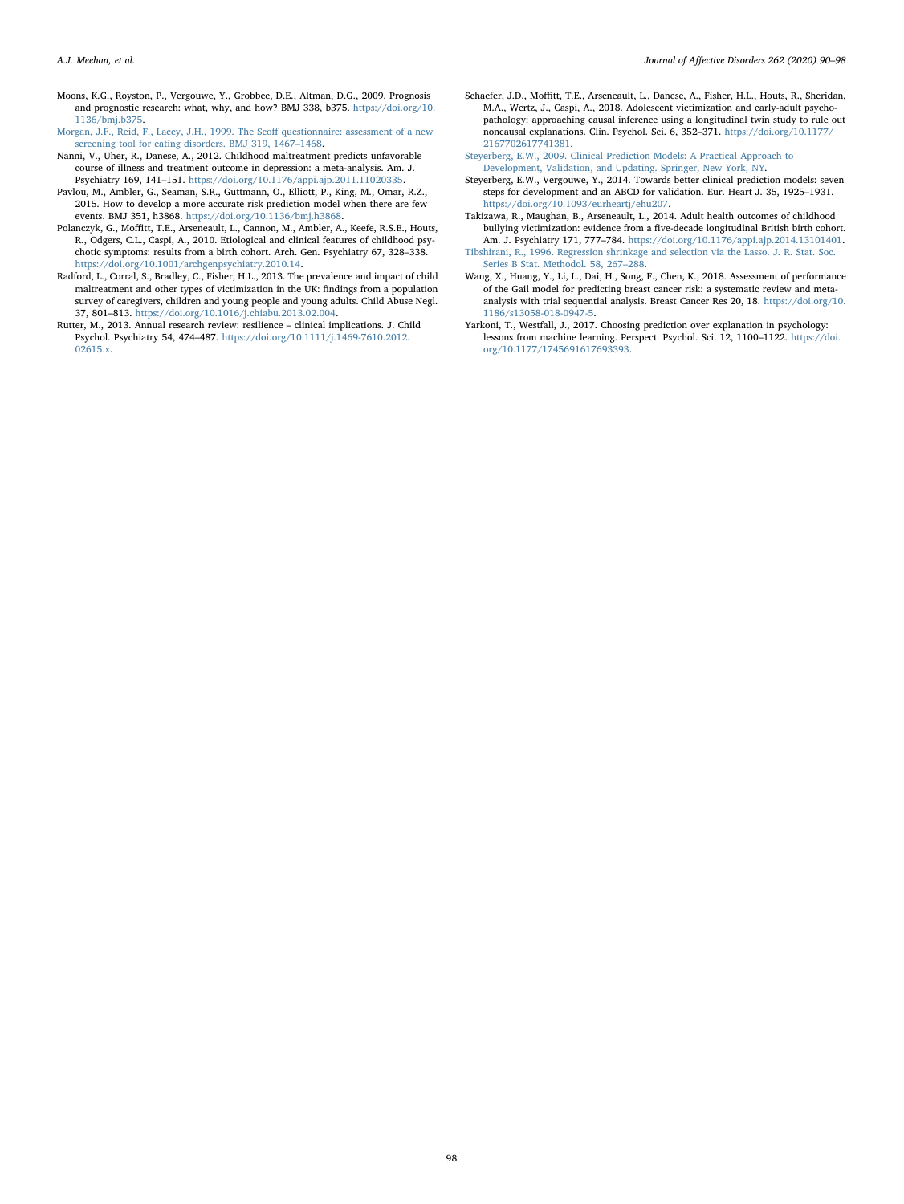Moons, K.G., Royston, P., Vergouwe, Y., Grobbee, D.E., Altman, D.G., 2009. Prognosis and prognostic research: what, why, and how? BMJ 338, b375. https://doi.org/10.1136/bmj.b375.

Morgan, J.F., Reid, F., Lacey, J.H., 1999. The Scoff questionnaire: assessment of a new screening tool for eating disorders. BMJ 319, 1467–1468.

Nanni, V., Uher, R., Danese, A., 2012. Childhood maltreatment predicts unfavorable course of illness and treatment outcome in depression: a meta-analysis. Am. J. Psychiatry 169, 141–151. https://doi.org/10.1176/appi.ajp.2011.11020335.

Pavlou, M., Ambler, G., Seaman, S.R., Guttmann, O., Elliott, P., King, M., Omar, R.Z., 2015. How to develop a more accurate risk prediction model when there are few events. BMJ 351, h3868. https://doi.org/10.1136/bmj.h3868.

Polanczyk, G., Moffitt, T.E., Arseneault, L., Cannon, M., Ambler, A., Keefe, R.S.E., Houts, R., Odgers, C.L., Caspi, A., 2010. Etiological and clinical features of childhood psychotic symptoms: results from a birth cohort. Arch. Gen. Psychiatry 67, 328–338. https://doi.org/10.1001/archgenpsychiatry.2010.14.

Radford, L., Corral, S., Bradley, C., Fisher, H.L., 2013. The prevalence and impact of child maltreatment and other types of victimization in the UK: findings from a population survey of caregivers, children and young people and young adults. Child Abuse Negl. 37, 801–813. https://doi.org/10.1016/j.chiabu.2013.02.004.

Rutter, M., 2013. Annual research review: resilience – clinical implications. J. Child Psychol. Psychiatry 54, 474–487. https://doi.org/10.1111/j.1469-7610.2012.02615.x.

Schaefer, J.D., Moffitt, T.E., Arseneault, L., Danese, A., Fisher, H.L., Houts, R., Sheridan, M.A., Wertz, J., Caspi, A., 2018. Adolescent victimization and early-adult psychopathology: approaching causal inference using a longitudinal twin study to rule out noncausal explanations. Clin. Psychol. Sci. 6, 352–371. https://doi.org/10.1177/2167702617741381.

Steyerberg, E.W., 2009. Clinical Prediction Models: A Practical Approach to Development, Validation, and Updating. Springer, New York, NY.

Steyerberg, E.W., Vergouwe, Y., 2014. Towards better clinical prediction models: seven steps for development and an ABCD for validation. Eur. Heart J. 35, 1925–1931. https://doi.org/10.1093/eurheartj/ehu207.

Takizawa, R., Maughan, B., Arseneault, L., 2014. Adult health outcomes of childhood bullying victimization: evidence from a five-decade longitudinal British birth cohort. Am. J. Psychiatry 171, 777–784. https://doi.org/10.1176/appi.ajp.2014.13101401.

Tibshirani, R., 1996. Regression shrinkage and selection via the Lasso. J. R. Stat. Soc. Series B Stat. Methodol. 58, 267–288.

Wang, X., Huang, Y., Li, L., Dai, H., Song, F., Chen, K., 2018. Assessment of performance of the Gail model for predicting breast cancer risk: a systematic review and meta-analysis with trial sequential analysis. Breast Cancer Res 20, 18. https://doi.org/10.1186/s13058-018-0947-5.

Yarkoni, T., Westfall, J., 2017. Choosing prediction over explanation in psychology: lessons from machine learning. Perspect. Psychol. Sci. 12, 1100–1122. https://doi.org/10.1177/1745691617693393.